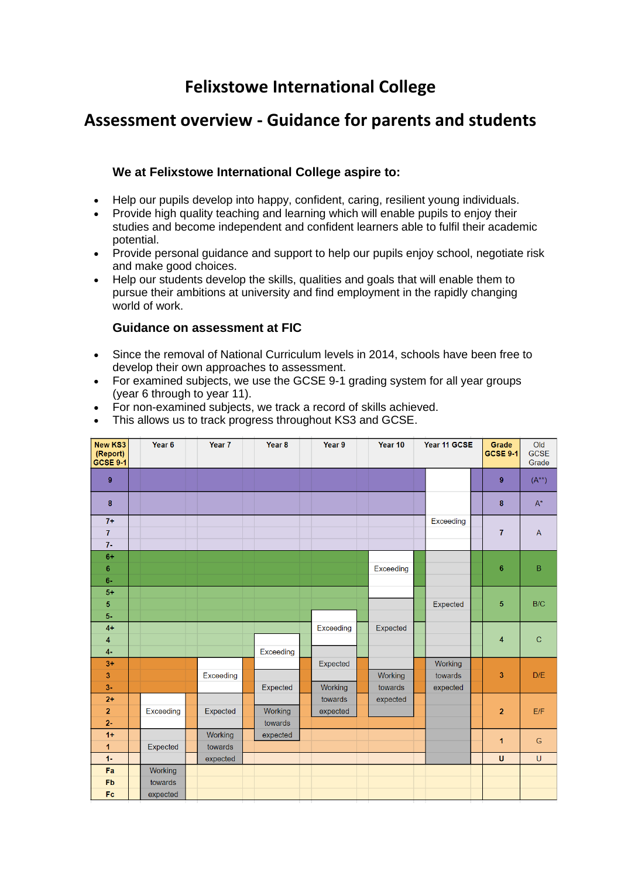# Felixstowe International College

# Assessment overview - Guidance for parents and students

### We at Felixstowe International College aspire to:

- Help our pupils develop into happy, confident, caring, resilient young individuals.
- Provide high quality teaching and learning which will enable pupils to enjoy their studies and become independent and confident learners able to fulfil their academic potential.
- Provide personal guidance and support to help our pupils enjoy school, negotiate risk and make good choices.
- Help our students develop the skills, qualities and goals that will enable them to pursue their ambitions at university and find employment in the rapidly changing world of work.

### Guidance on assessment at FIC

- Since the removal of National Curriculum levels in 2014, schools have been free to develop their own approaches to assessment.
- For examined subjects, we use the GCSE 9-1 grading system for all year groups (year 6 through to year 11).
- For non-examined subjects, we track a record of skills achieved.
- This allows us to track progress throughout KS3 and GCSE.

| New KS3 (Report) GCSE 9-1 | Year 6 | Year 7 | Year 8 | Year 9 | Year 10 | Year 11 GCSE | Grade GCSE 9-1 | Old GCSE Grade |
|---|---|---|---|---|---|---|---|---|
| 9 | | | | | | | 9 | (A**) |
| 8 | | | | | | | 8 | A* |
| 7+ | | | | | | Exceeding | | |
| 7 | | | | | | | 7 | A |
| 7- | | | | | | | | |
| 6+ | | | | | | | | |
| 6 | | | | | Exceeding | | 6 | B |
| 6- | | | | | | | | |
| 5+ | | | | | | | | |
| 5 | | | | | | Expected | 5 | B/C |
| 5- | | | | | | | | |
| 4+ | | | | Exceeding | Expected | | | |
| 4 | | | | | | | 4 | C |
| 4- | | | Exceeding | | | | | |
| 3+ | | | | Expected | | Working towards expected | | |
| 3 | | Exceeding | | | Working towards expected | | 3 | D/E |
| 3- | | | Expected | Working towards expected | | | | |
| 2+ | | | | | | | | |
| 2 | Exceeding | Expected | Working towards expected | | | | 2 | E/F |
| 2- | | | | | | | | |
| 1+ | | Working towards expected | | | | | | |
| 1 | Expected | | | | | | 1 | G |
| 1- | | | | | | | U | U |
| Fa | Working towards expected | | | | | | | |
| Fb | | | | | | | | |
| Fc | | | | | | | | |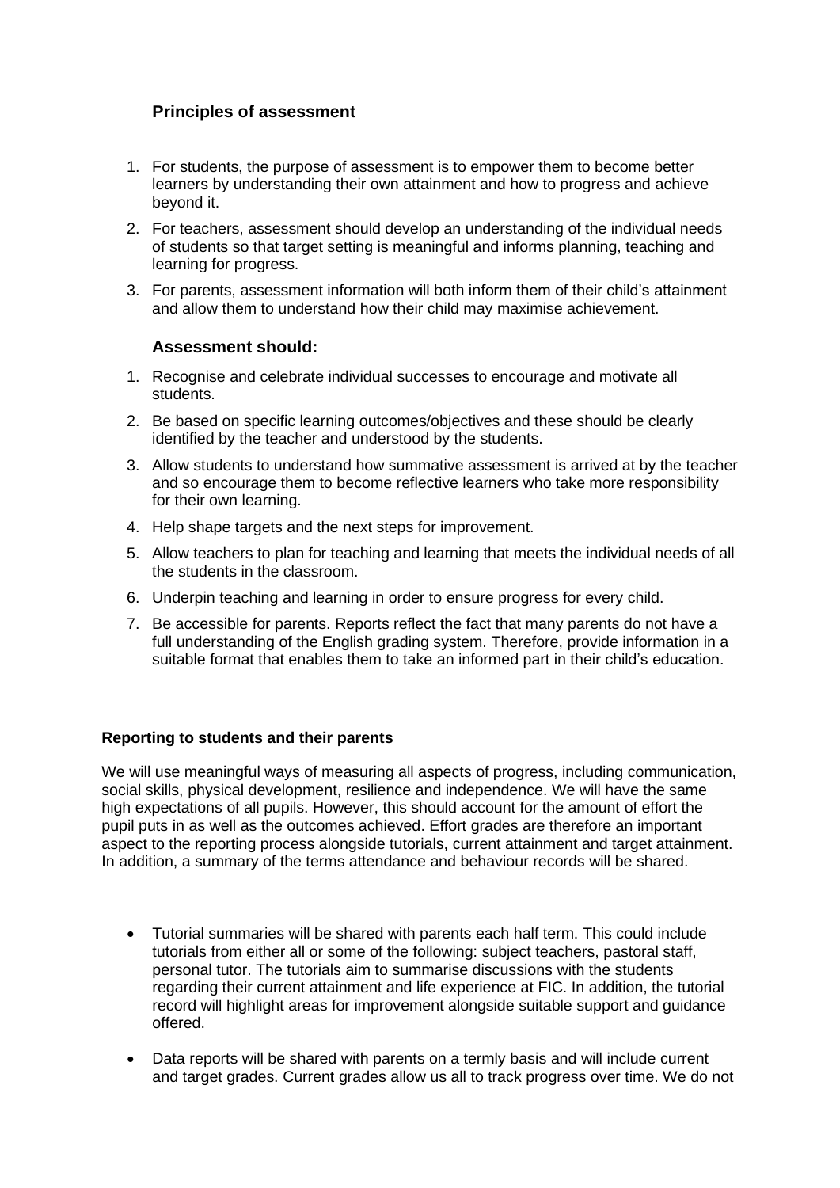## Principles of assessment

1. For students, the purpose of assessment is to empower them to become better learners by understanding their own attainment and how to progress and achieve beyond it.
2. For teachers, assessment should develop an understanding of the individual needs of students so that target setting is meaningful and informs planning, teaching and learning for progress.
3. For parents, assessment information will both inform them of their child's attainment and allow them to understand how their child may maximise achievement.

## Assessment should:

1. Recognise and celebrate individual successes to encourage and motivate all students.
2. Be based on specific learning outcomes/objectives and these should be clearly identified by the teacher and understood by the students.
3. Allow students to understand how summative assessment is arrived at by the teacher and so encourage them to become reflective learners who take more responsibility for their own learning.
4. Help shape targets and the next steps for improvement.
5. Allow teachers to plan for teaching and learning that meets the individual needs of all the students in the classroom.
6. Underpin teaching and learning in order to ensure progress for every child.
7. Be accessible for parents. Reports reflect the fact that many parents do not have a full understanding of the English grading system. Therefore, provide information in a suitable format that enables them to take an informed part in their child's education.

**Reporting to students and their parents**

We will use meaningful ways of measuring all aspects of progress, including communication, social skills, physical development, resilience and independence. We will have the same high expectations of all pupils. However, this should account for the amount of effort the pupil puts in as well as the outcomes achieved. Effort grades are therefore an important aspect to the reporting process alongside tutorials, current attainment and target attainment. In addition, a summary of the terms attendance and behaviour records will be shared.

- Tutorial summaries will be shared with parents each half term. This could include tutorials from either all or some of the following: subject teachers, pastoral staff, personal tutor. The tutorials aim to summarise discussions with the students regarding their current attainment and life experience at FIC. In addition, the tutorial record will highlight areas for improvement alongside suitable support and guidance offered.
- Data reports will be shared with parents on a termly basis and will include current and target grades. Current grades allow us all to track progress over time. We do not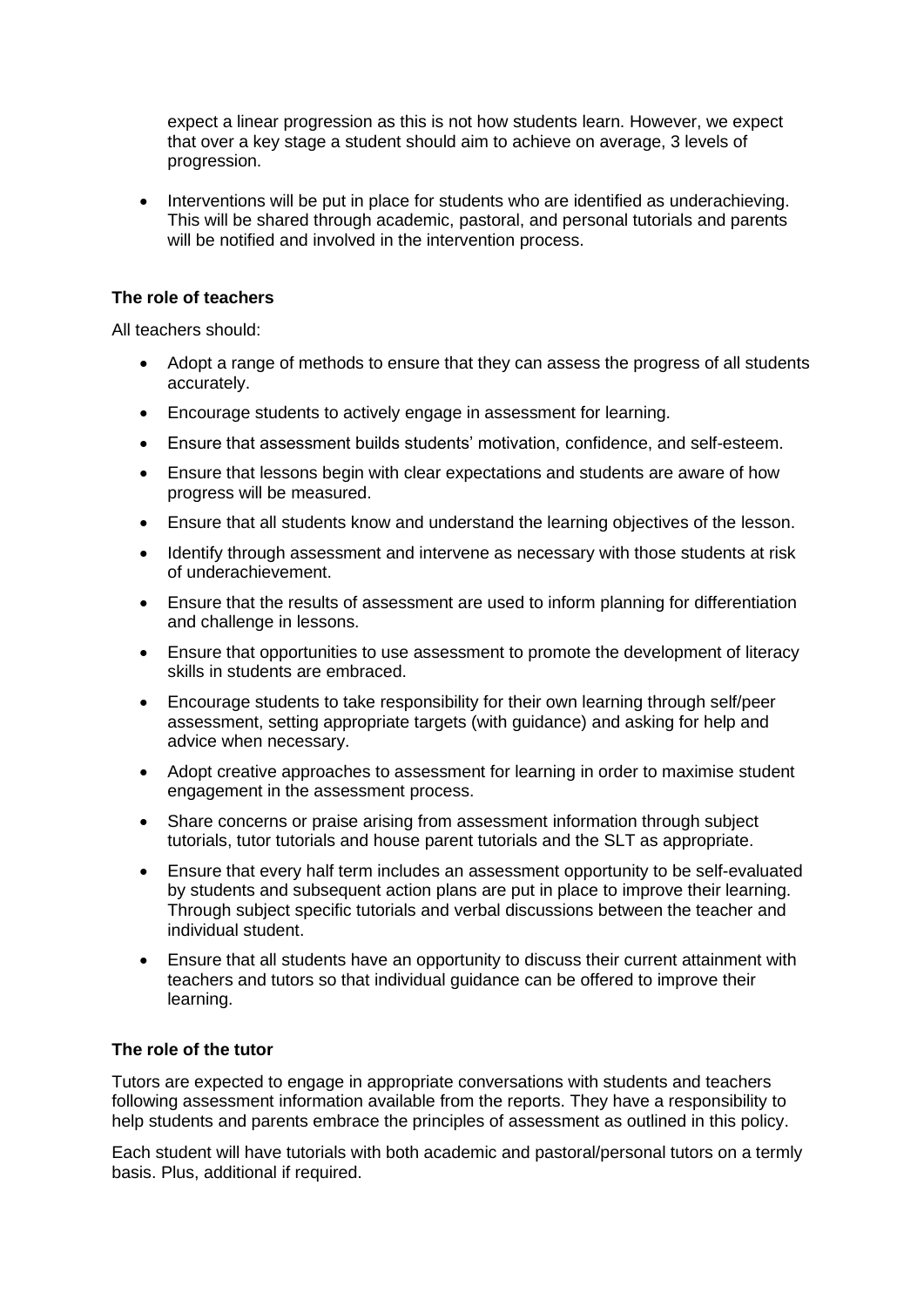expect a linear progression as this is not how students learn. However, we expect that over a key stage a student should aim to achieve on average, 3 levels of progression.

- Interventions will be put in place for students who are identified as underachieving. This will be shared through academic, pastoral, and personal tutorials and parents will be notified and involved in the intervention process.

**The role of teachers**

All teachers should:

- Adopt a range of methods to ensure that they can assess the progress of all students accurately.
- Encourage students to actively engage in assessment for learning.
- Ensure that assessment builds students' motivation, confidence, and self-esteem.
- Ensure that lessons begin with clear expectations and students are aware of how progress will be measured.
- Ensure that all students know and understand the learning objectives of the lesson.
- Identify through assessment and intervene as necessary with those students at risk of underachievement.
- Ensure that the results of assessment are used to inform planning for differentiation and challenge in lessons.
- Ensure that opportunities to use assessment to promote the development of literacy skills in students are embraced.
- Encourage students to take responsibility for their own learning through self/peer assessment, setting appropriate targets (with guidance) and asking for help and advice when necessary.
- Adopt creative approaches to assessment for learning in order to maximise student engagement in the assessment process.
- Share concerns or praise arising from assessment information through subject tutorials, tutor tutorials and house parent tutorials and the SLT as appropriate.
- Ensure that every half term includes an assessment opportunity to be self-evaluated by students and subsequent action plans are put in place to improve their learning. Through subject specific tutorials and verbal discussions between the teacher and individual student.
- Ensure that all students have an opportunity to discuss their current attainment with teachers and tutors so that individual guidance can be offered to improve their learning.

**The role of the tutor**

Tutors are expected to engage in appropriate conversations with students and teachers following assessment information available from the reports. They have a responsibility to help students and parents embrace the principles of assessment as outlined in this policy.

Each student will have tutorials with both academic and pastoral/personal tutors on a termly basis. Plus, additional if required.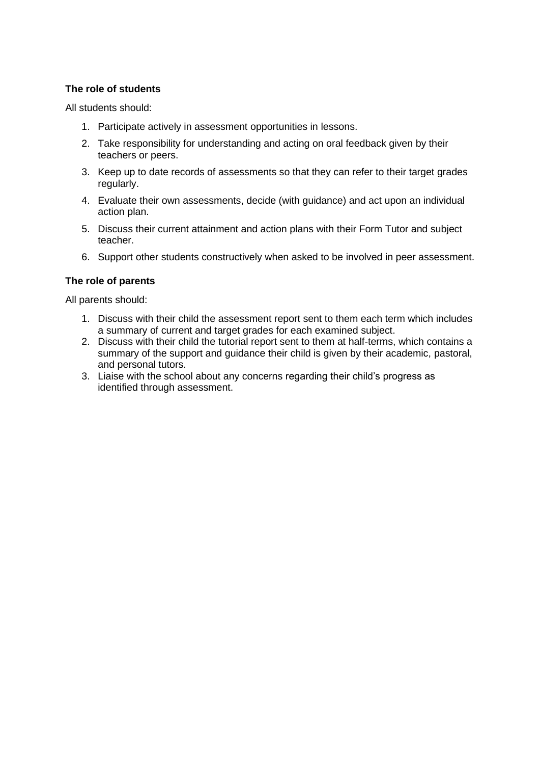**The role of students**

All students should:

1. Participate actively in assessment opportunities in lessons.
2. Take responsibility for understanding and acting on oral feedback given by their teachers or peers.
3. Keep up to date records of assessments so that they can refer to their target grades regularly.
4. Evaluate their own assessments, decide (with guidance) and act upon an individual action plan.
5. Discuss their current attainment and action plans with their Form Tutor and subject teacher.
6. Support other students constructively when asked to be involved in peer assessment.

**The role of parents**

All parents should:

1. Discuss with their child the assessment report sent to them each term which includes a summary of current and target grades for each examined subject.
2. Discuss with their child the tutorial report sent to them at half-terms, which contains a summary of the support and guidance their child is given by their academic, pastoral, and personal tutors.
3. Liaise with the school about any concerns regarding their child's progress as identified through assessment.